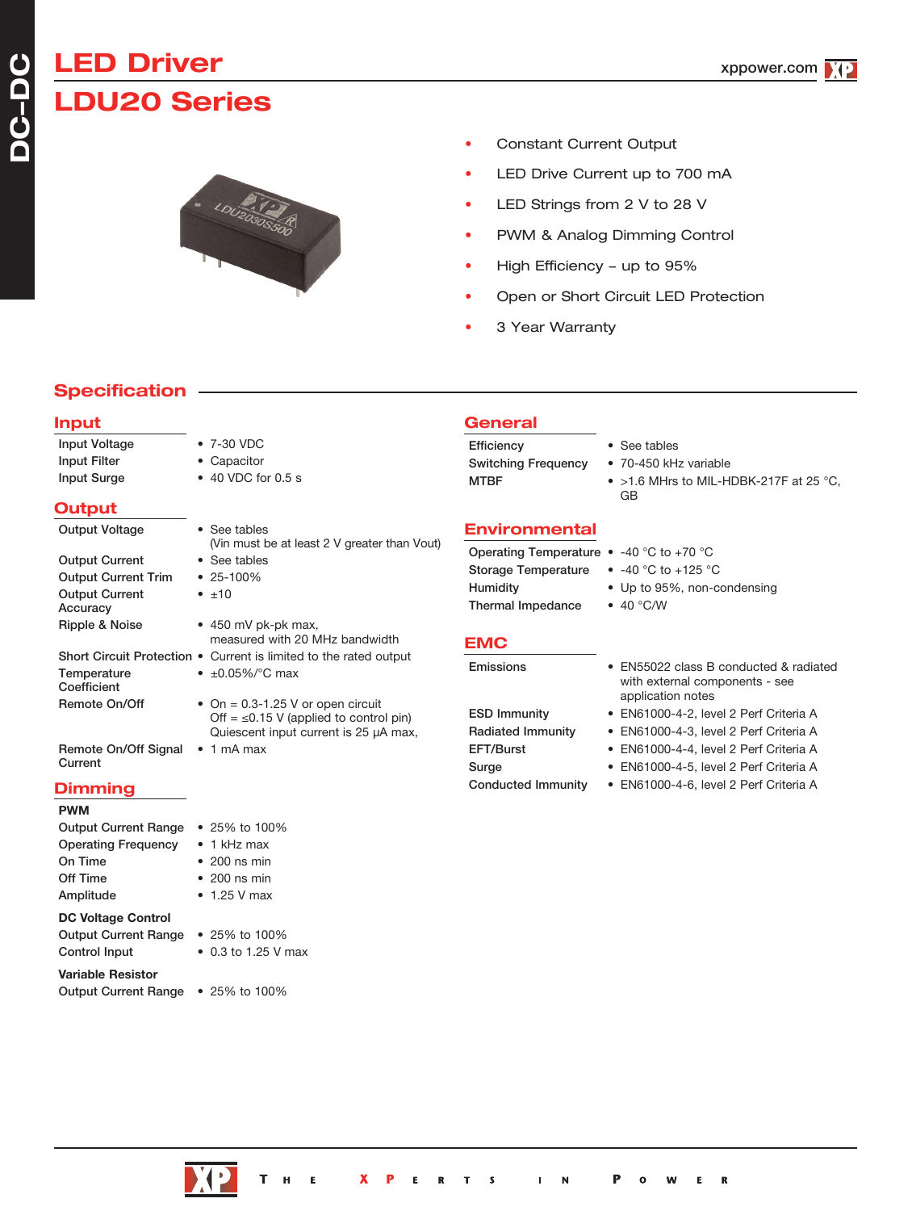# LED Driver

# LDU20 Series

- Constant Current Output
- LED Drive Current up to 700 mA
- LED Strings from 2 V to 28 V
- PWM & Analog Dimming Control
- High Efficiency – up to 95%
- Open or Short Circuit LED Protection
- 3 Year Warranty

## Specification

### Input

| | |
|---|---|
| Input Voltage | • 7-30 VDC |
| Input Filter | • Capacitor |
| Input Surge | • 40 VDC for 0.5 s |

### Output

| | |
|---|---|
| Output Voltage | • See tables (Vin must be at least 2 V greater than Vout) |
| Output Current | • See tables |
| Output Current Trim | • 25-100% |
| Output Current Accuracy | • ±10 |
| Ripple & Noise | • 450 mV pk-pk max, measured with 20 MHz bandwidth |
| Short Circuit Protection | • Current is limited to the rated output |
| Temperature Coefficient | • ±0.05%/°C max |
| Remote On/Off | • On = 0.3-1.25 V or open circuit<br>Off = ≤0.15 V (applied to control pin)<br>Quiescent input current is 25 µA max, |
| Remote On/Off Signal Current | • 1 mA max |

### Dimming

**PWM**

| | |
|---|---|
| Output Current Range | • 25% to 100% |
| Operating Frequency | • 1 kHz max |
| On Time | • 200 ns min |
| Off Time | • 200 ns min |
| Amplitude | • 1.25 V max |

**DC Voltage Control**

| | |
|---|---|
| Output Current Range | • 25% to 100% |
| Control Input | • 0.3 to 1.25 V max |

**Variable Resistor**

| | |
|---|---|
| Output Current Range | • 25% to 100% |

### General

| | |
|---|---|
| Efficiency | • See tables |
| Switching Frequency | • 70-450 kHz variable |
| MTBF | • >1.6 MHrs to MIL-HDBK-217F at 25 °C, GB |

### Environmental

| | |
|---|---|
| Operating Temperature | • -40 °C to +70 °C |
| Storage Temperature | • -40 °C to +125 °C |
| Humidity | • Up to 95%, non-condensing |
| Thermal Impedance | • 40 °C/W |

### EMC

| | |
|---|---|
| Emissions | • EN55022 class B conducted & radiated with external components - see application notes |
| ESD Immunity | • EN61000-4-2, level 2 Perf Criteria A |
| Radiated Immunity | • EN61000-4-3, level 2 Perf Criteria A |
| EFT/Burst | • EN61000-4-4, level 2 Perf Criteria A |
| Surge | • EN61000-4-5, level 2 Perf Criteria A |
| Conducted Immunity | • EN61000-4-6, level 2 Perf Criteria A |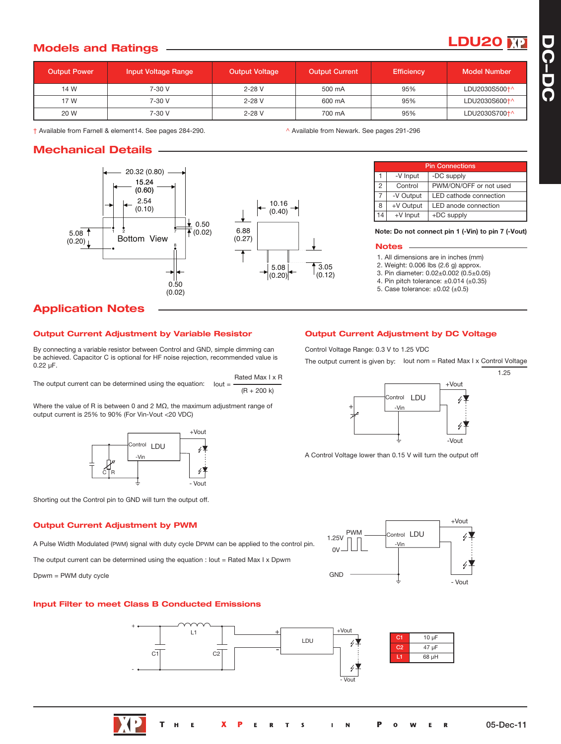## Models and Ratings

| Output Power | Input Voltage Range | Output Voltage | Output Current | Efficiency | Model Number |
|---|---|---|---|---|---|
| 14 W | 7-30 V | 2-28 V | 500 mA | 95% | LDU2030S500†^ |
| 17 W | 7-30 V | 2-28 V | 600 mA | 95% | LDU2030S600†^ |
| 20 W | 7-30 V | 2-28 V | 700 mA | 95% | LDU2030S700†^ |

† Available from Farnell & element14. See pages 284-290.

^ Available from Newark. See pages 291-296

## Mechanical Details

20.32 (0.80)
15.24 (0.60)
2.54 (0.10)
0.50 (0.02)
5.08 (0.20)
Bottom View
0.50 (0.02)
10.16 (0.40)
6.88 (0.27)
5.08 (0.20)
3.05 (0.12)

| Pin Connections | | |
|---|---|---|
| 1 | -V Input | -DC supply |
| 2 | Control | PWM/ON/OFF or not used |
| 7 | -V Output | LED cathode connection |
| 8 | +V Output | LED anode connection |
| 14 | +V Input | +DC supply |

**Note: Do not connect pin 1 (-Vin) to pin 7 (-Vout)**

### Notes

1. All dimensions are in inches (mm)
2. Weight: 0.006 lbs (2.6 g) approx.
3. Pin diameter: 0.02±0.002 (0.5±0.05)
4. Pin pitch tolerance: ±0.014 (±0.35)
5. Case tolerance: ±0.02 (±0.5)

## Application Notes

### Output Current Adjustment by Variable Resistor

By connecting a variable resistor between Control and GND, simple dimming can be achieved. Capacitor C is optional for HF noise rejection, recommended value is 0.22 μF.

The output current can be determined using the equation: $\text{Iout} = \dfrac{\text{Rated Max I} \times R}{(R + 200\text{ k})}$

Where the value of R is between 0 and 2 MΩ, the maximum adjustment range of output current is 25% to 90% (For Vin-Vout <20 VDC)

Control LDU -Vin +Vout - Vout C R

Shorting out the Control pin to GND will turn the output off.

### Output Current Adjustment by DC Voltage

Control Voltage Range: 0.3 V to 1.25 VDC

The output current is given by: $\text{Iout nom} = \text{Rated Max I} \times \dfrac{\text{Control Voltage}}{1.25}$

Control LDU -Vin +Vout -Vout

A Control Voltage lower than 0.15 V will turn the output off

### Output Current Adjustment by PWM

A Pulse Width Modulated (PWM) signal with duty cycle DPWM can be applied to the control pin.

The output current can be determined using the equation : Iout = Rated Max I x Dpwm

Dpwm = PWM duty cycle

1.25V PWM 0V GND Control LDU -Vin +Vout - Vout

### Input Filter to meet Class B Conducted Emissions

+ - L1 C1 C2 LDU +Vout - Vout

| | |
|---|---|
| C1 | 10 μF |
| C2 | 47 μF |
| L1 | 68 μH |

05-Dec-11